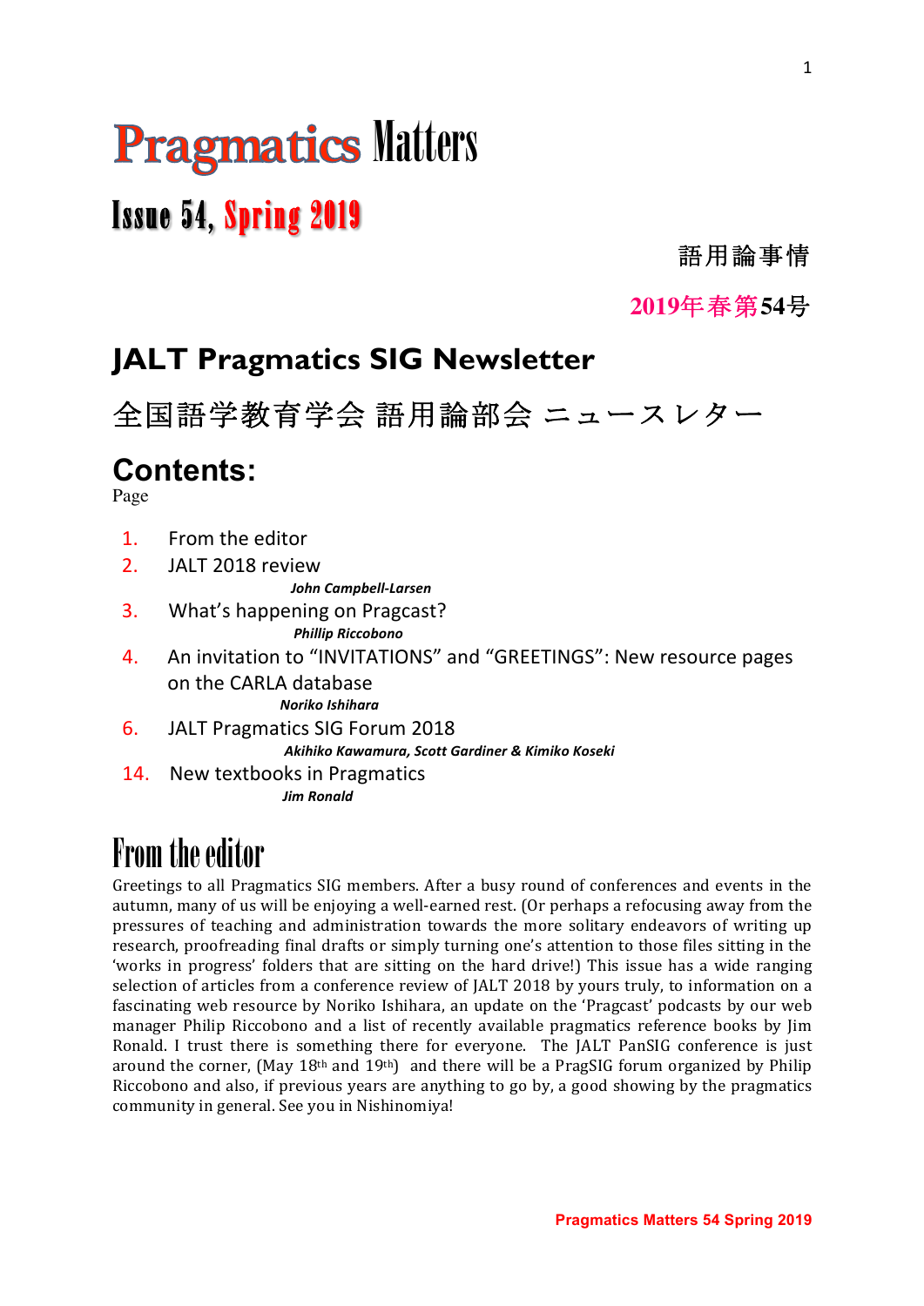# Pragmatics Matters

## Issue 54, Spring 2019

語用論事情

2019年春第54号

## JALT Pragmatics SIG Newsletter

全国語学教育学会 語用論部会 ニュースレター

## Contents:

Page

1. From the editor
2. JALT 2018 review
   ***John Campbell-Larsen***
3. What's happening on Pragcast?
   ***Phillip Riccobono***
4. An invitation to "INVITATIONS" and "GREETINGS": New resource pages on the CARLA database
   ***Noriko Ishihara***
6. JALT Pragmatics SIG Forum 2018
   ***Akihiko Kawamura, Scott Gardiner & Kimiko Koseki***
14. New textbooks in Pragmatics
    ***Jim Ronald***

## From the editor

Greetings to all Pragmatics SIG members. After a busy round of conferences and events in the autumn, many of us will be enjoying a well-earned rest. (Or perhaps a refocusing away from the pressures of teaching and administration towards the more solitary endeavors of writing up research, proofreading final drafts or simply turning one's attention to those files sitting in the 'works in progress' folders that are sitting on the hard drive!) This issue has a wide ranging selection of articles from a conference review of JALT 2018 by yours truly, to information on a fascinating web resource by Noriko Ishihara, an update on the 'Pragcast' podcasts by our web manager Philip Riccobono and a list of recently available pragmatics reference books by Jim Ronald. I trust there is something there for everyone. The JALT PanSIG conference is just around the corner, (May 18th and 19th) and there will be a PragSIG forum organized by Philip Riccobono and also, if previous years are anything to go by, a good showing by the pragmatics community in general. See you in Nishinomiya!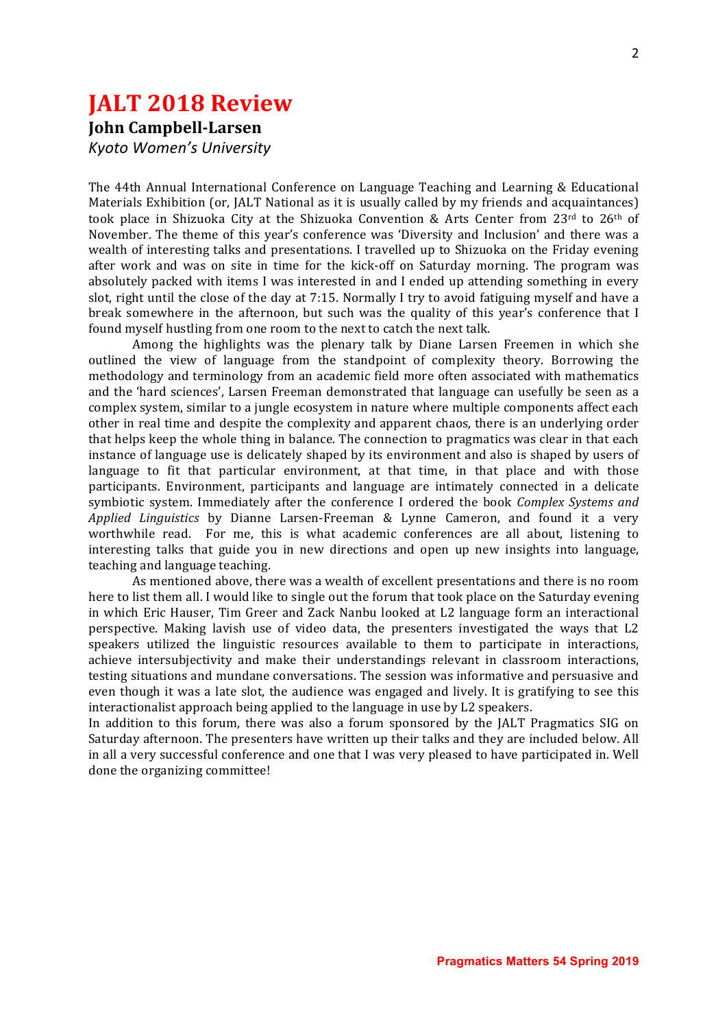# JALT 2018 Review

**John Campbell-Larsen**

*Kyoto Women's University*

The 44th Annual International Conference on Language Teaching and Learning & Educational Materials Exhibition (or, JALT National as it is usually called by my friends and acquaintances) took place in Shizuoka City at the Shizuoka Convention & Arts Center from 23rd to 26th of November. The theme of this year's conference was 'Diversity and Inclusion' and there was a wealth of interesting talks and presentations. I travelled up to Shizuoka on the Friday evening after work and was on site in time for the kick-off on Saturday morning. The program was absolutely packed with items I was interested in and I ended up attending something in every slot, right until the close of the day at 7:15. Normally I try to avoid fatiguing myself and have a break somewhere in the afternoon, but such was the quality of this year's conference that I found myself hustling from one room to the next to catch the next talk.

Among the highlights was the plenary talk by Diane Larsen Freemen in which she outlined the view of language from the standpoint of complexity theory. Borrowing the methodology and terminology from an academic field more often associated with mathematics and the 'hard sciences', Larsen Freeman demonstrated that language can usefully be seen as a complex system, similar to a jungle ecosystem in nature where multiple components affect each other in real time and despite the complexity and apparent chaos, there is an underlying order that helps keep the whole thing in balance. The connection to pragmatics was clear in that each instance of language use is delicately shaped by its environment and also is shaped by users of language to fit that particular environment, at that time, in that place and with those participants. Environment, participants and language are intimately connected in a delicate symbiotic system. Immediately after the conference I ordered the book *Complex Systems and Applied Linguistics* by Dianne Larsen-Freeman & Lynne Cameron, and found it a very worthwhile read. For me, this is what academic conferences are all about, listening to interesting talks that guide you in new directions and open up new insights into language, teaching and language teaching.

As mentioned above, there was a wealth of excellent presentations and there is no room here to list them all. I would like to single out the forum that took place on the Saturday evening in which Eric Hauser, Tim Greer and Zack Nanbu looked at L2 language form an interactional perspective. Making lavish use of video data, the presenters investigated the ways that L2 speakers utilized the linguistic resources available to them to participate in interactions, achieve intersubjectivity and make their understandings relevant in classroom interactions, testing situations and mundane conversations. The session was informative and persuasive and even though it was a late slot, the audience was engaged and lively. It is gratifying to see this interactionalist approach being applied to the language in use by L2 speakers.

In addition to this forum, there was also a forum sponsored by the JALT Pragmatics SIG on Saturday afternoon. The presenters have written up their talks and they are included below. All in all a very successful conference and one that I was very pleased to have participated in. Well done the organizing committee!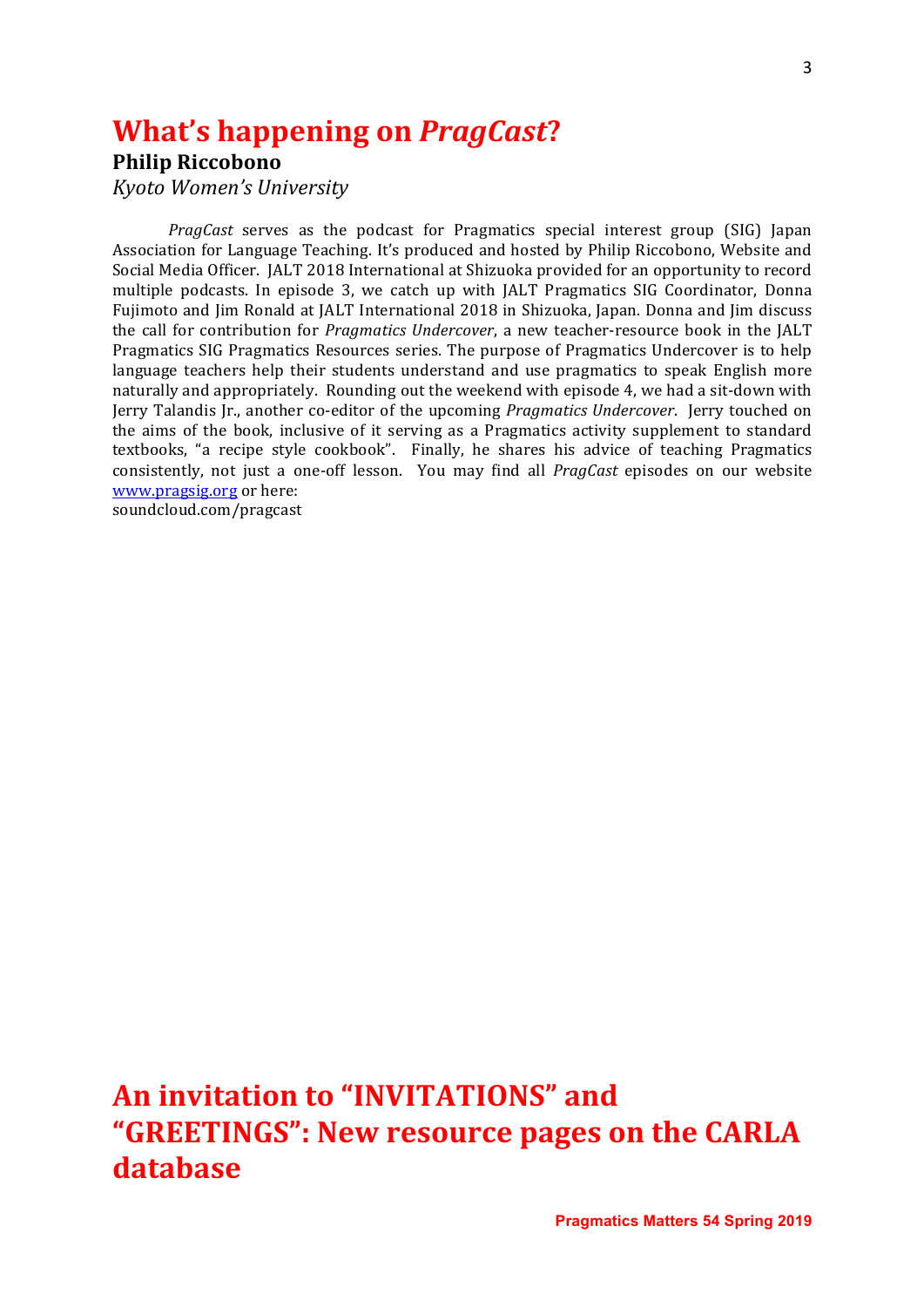# What's happening on *PragCast*?

**Philip Riccobono**
*Kyoto Women's University*

*PragCast* serves as the podcast for Pragmatics special interest group (SIG) Japan Association for Language Teaching. It's produced and hosted by Philip Riccobono, Website and Social Media Officer. JALT 2018 International at Shizuoka provided for an opportunity to record multiple podcasts. In episode 3, we catch up with JALT Pragmatics SIG Coordinator, Donna Fujimoto and Jim Ronald at JALT International 2018 in Shizuoka, Japan. Donna and Jim discuss the call for contribution for *Pragmatics Undercover*, a new teacher-resource book in the JALT Pragmatics SIG Pragmatics Resources series. The purpose of Pragmatics Undercover is to help language teachers help their students understand and use pragmatics to speak English more naturally and appropriately. Rounding out the weekend with episode 4, we had a sit-down with Jerry Talandis Jr., another co-editor of the upcoming *Pragmatics Undercover*. Jerry touched on the aims of the book, inclusive of it serving as a Pragmatics activity supplement to standard textbooks, "a recipe style cookbook". Finally, he shares his advice of teaching Pragmatics consistently, not just a one-off lesson. You may find all *PragCast* episodes on our website [www.pragsig.org](http://www.pragsig.org) or here:
soundcloud.com/pragcast

# An invitation to "INVITATIONS" and "GREETINGS": New resource pages on the CARLA database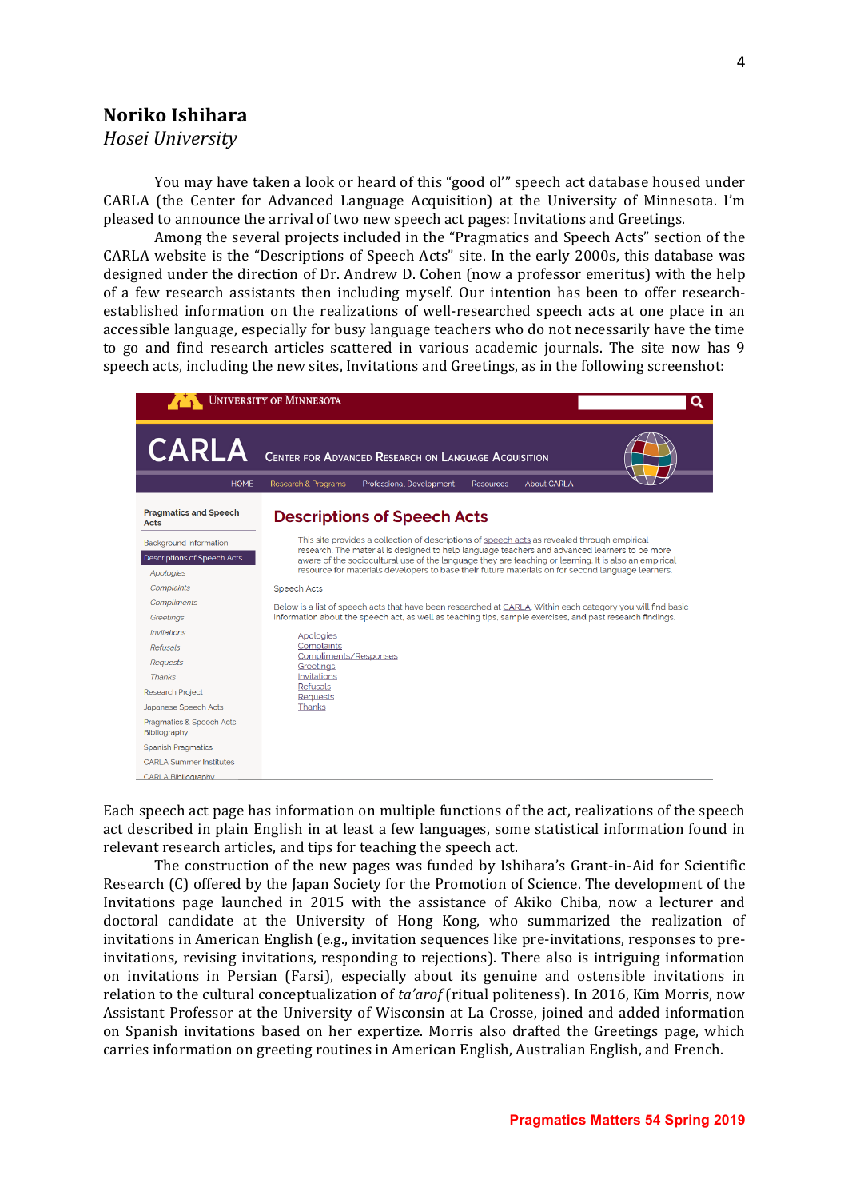## Noriko Ishihara

*Hosei University*

You may have taken a look or heard of this "good ol'" speech act database housed under CARLA (the Center for Advanced Language Acquisition) at the University of Minnesota. I'm pleased to announce the arrival of two new speech act pages: Invitations and Greetings.

Among the several projects included in the "Pragmatics and Speech Acts" section of the CARLA website is the "Descriptions of Speech Acts" site. In the early 2000s, this database was designed under the direction of Dr. Andrew D. Cohen (now a professor emeritus) with the help of a few research assistants then including myself. Our intention has been to offer research-established information on the realizations of well-researched speech acts at one place in an accessible language, especially for busy language teachers who do not necessarily have the time to go and find research articles scattered in various academic journals. The site now has 9 speech acts, including the new sites, Invitations and Greetings, as in the following screenshot:

Each speech act page has information on multiple functions of the act, realizations of the speech act described in plain English in at least a few languages, some statistical information found in relevant research articles, and tips for teaching the speech act.

The construction of the new pages was funded by Ishihara's Grant-in-Aid for Scientific Research (C) offered by the Japan Society for the Promotion of Science. The development of the Invitations page launched in 2015 with the assistance of Akiko Chiba, now a lecturer and doctoral candidate at the University of Hong Kong, who summarized the realization of invitations in American English (e.g., invitation sequences like pre-invitations, responses to pre-invitations, revising invitations, responding to rejections). There also is intriguing information on invitations in Persian (Farsi), especially about its genuine and ostensible invitations in relation to the cultural conceptualization of *ta'arof* (ritual politeness). In 2016, Kim Morris, now Assistant Professor at the University of Wisconsin at La Crosse, joined and added information on Spanish invitations based on her expertize. Morris also drafted the Greetings page, which carries information on greeting routines in American English, Australian English, and French.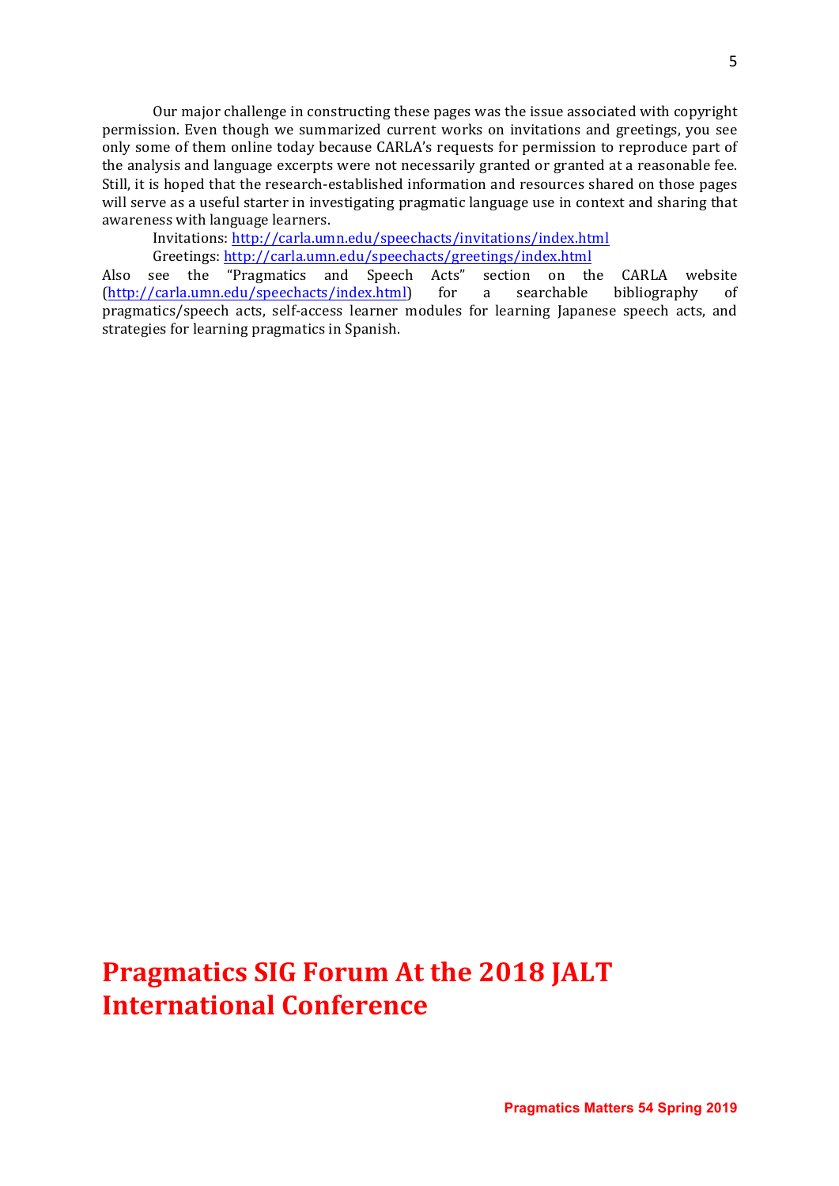Our major challenge in constructing these pages was the issue associated with copyright permission. Even though we summarized current works on invitations and greetings, you see only some of them online today because CARLA's requests for permission to reproduce part of the analysis and language excerpts were not necessarily granted or granted at a reasonable fee. Still, it is hoped that the research-established information and resources shared on those pages will serve as a useful starter in investigating pragmatic language use in context and sharing that awareness with language learners.

Invitations: http://carla.umn.edu/speechacts/invitations/index.html

Greetings: http://carla.umn.edu/speechacts/greetings/index.html

Also see the "Pragmatics and Speech Acts" section on the CARLA website (http://carla.umn.edu/speechacts/index.html) for a searchable bibliography of pragmatics/speech acts, self-access learner modules for learning Japanese speech acts, and strategies for learning pragmatics in Spanish.

# Pragmatics SIG Forum At the 2018 JALT International Conference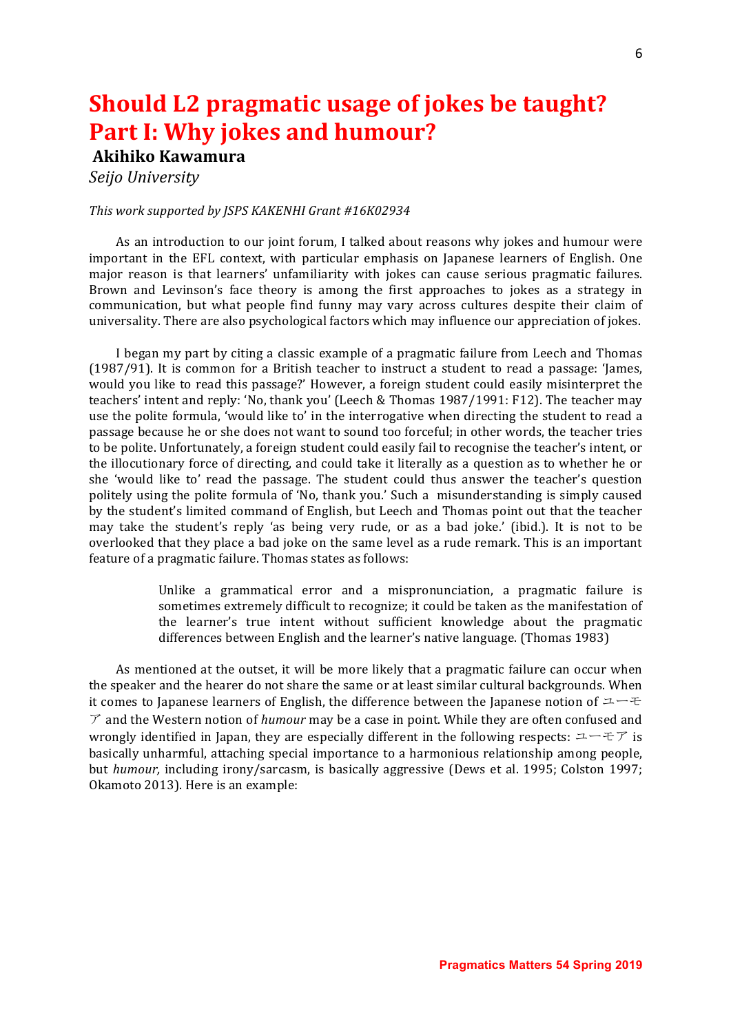# Should L2 pragmatic usage of jokes be taught? Part I: Why jokes and humour?

**Akihiko Kawamura**

*Seijo University*

*This work supported by JSPS KAKENHI Grant #16K02934*

As an introduction to our joint forum, I talked about reasons why jokes and humour were important in the EFL context, with particular emphasis on Japanese learners of English. One major reason is that learners' unfamiliarity with jokes can cause serious pragmatic failures. Brown and Levinson's face theory is among the first approaches to jokes as a strategy in communication, but what people find funny may vary across cultures despite their claim of universality. There are also psychological factors which may influence our appreciation of jokes.

I began my part by citing a classic example of a pragmatic failure from Leech and Thomas (1987/91). It is common for a British teacher to instruct a student to read a passage: 'James, would you like to read this passage?' However, a foreign student could easily misinterpret the teachers' intent and reply: 'No, thank you' (Leech & Thomas 1987/1991: F12). The teacher may use the polite formula, 'would like to' in the interrogative when directing the student to read a passage because he or she does not want to sound too forceful; in other words, the teacher tries to be polite. Unfortunately, a foreign student could easily fail to recognise the teacher's intent, or the illocutionary force of directing, and could take it literally as a question as to whether he or she 'would like to' read the passage. The student could thus answer the teacher's question politely using the polite formula of 'No, thank you.' Such a misunderstanding is simply caused by the student's limited command of English, but Leech and Thomas point out that the teacher may take the student's reply 'as being very rude, or as a bad joke.' (ibid.). It is not to be overlooked that they place a bad joke on the same level as a rude remark. This is an important feature of a pragmatic failure. Thomas states as follows:

> Unlike a grammatical error and a mispronunciation, a pragmatic failure is sometimes extremely difficult to recognize; it could be taken as the manifestation of the learner's true intent without sufficient knowledge about the pragmatic differences between English and the learner's native language. (Thomas 1983)

As mentioned at the outset, it will be more likely that a pragmatic failure can occur when the speaker and the hearer do not share the same or at least similar cultural backgrounds. When it comes to Japanese learners of English, the difference between the Japanese notion of ユーモア and the Western notion of *humour* may be a case in point. While they are often confused and wrongly identified in Japan, they are especially different in the following respects: ユーモア is basically unharmful, attaching special importance to a harmonious relationship among people, but *humour,* including irony/sarcasm, is basically aggressive (Dews et al. 1995; Colston 1997; Okamoto 2013). Here is an example: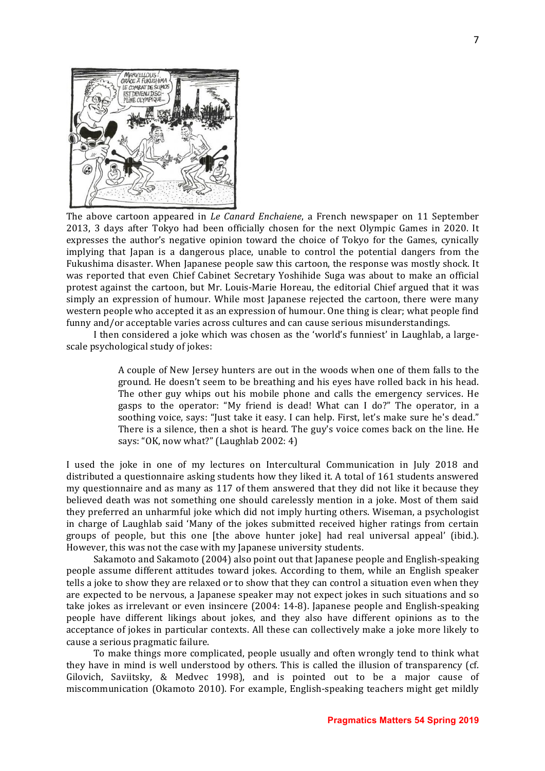The above cartoon appeared in *Le Canard Enchaiene*, a French newspaper on 11 September 2013, 3 days after Tokyo had been officially chosen for the next Olympic Games in 2020. It expresses the author's negative opinion toward the choice of Tokyo for the Games, cynically implying that Japan is a dangerous place, unable to control the potential dangers from the Fukushima disaster. When Japanese people saw this cartoon, the response was mostly shock. It was reported that even Chief Cabinet Secretary Yoshihide Suga was about to make an official protest against the cartoon, but Mr. Louis-Marie Horeau, the editorial Chief argued that it was simply an expression of humour. While most Japanese rejected the cartoon, there were many western people who accepted it as an expression of humour. One thing is clear; what people find funny and/or acceptable varies across cultures and can cause serious misunderstandings.

I then considered a joke which was chosen as the 'world's funniest' in Laughlab, a large-scale psychological study of jokes:

> A couple of New Jersey hunters are out in the woods when one of them falls to the ground. He doesn't seem to be breathing and his eyes have rolled back in his head. The other guy whips out his mobile phone and calls the emergency services. He gasps to the operator: "My friend is dead! What can I do?" The operator, in a soothing voice, says: "Just take it easy. I can help. First, let's make sure he's dead." There is a silence, then a shot is heard. The guy's voice comes back on the line. He says: "OK, now what?" (Laughlab 2002: 4)

I used the joke in one of my lectures on Intercultural Communication in July 2018 and distributed a questionnaire asking students how they liked it. A total of 161 students answered my questionnaire and as many as 117 of them answered that they did not like it because they believed death was not something one should carelessly mention in a joke. Most of them said they preferred an unharmful joke which did not imply hurting others. Wiseman, a psychologist in charge of Laughlab said 'Many of the jokes submitted received higher ratings from certain groups of people, but this one [the above hunter joke] had real universal appeal' (ibid.). However, this was not the case with my Japanese university students.

Sakamoto and Sakamoto (2004) also point out that Japanese people and English-speaking people assume different attitudes toward jokes. According to them, while an English speaker tells a joke to show they are relaxed or to show that they can control a situation even when they are expected to be nervous, a Japanese speaker may not expect jokes in such situations and so take jokes as irrelevant or even insincere (2004: 14-8). Japanese people and English-speaking people have different likings about jokes, and they also have different opinions as to the acceptance of jokes in particular contexts. All these can collectively make a joke more likely to cause a serious pragmatic failure.

To make things more complicated, people usually and often wrongly tend to think what they have in mind is well understood by others. This is called the illusion of transparency (cf. Gilovich, Saviitsky, & Medvec 1998), and is pointed out to be a major cause of miscommunication (Okamoto 2010). For example, English-speaking teachers might get mildly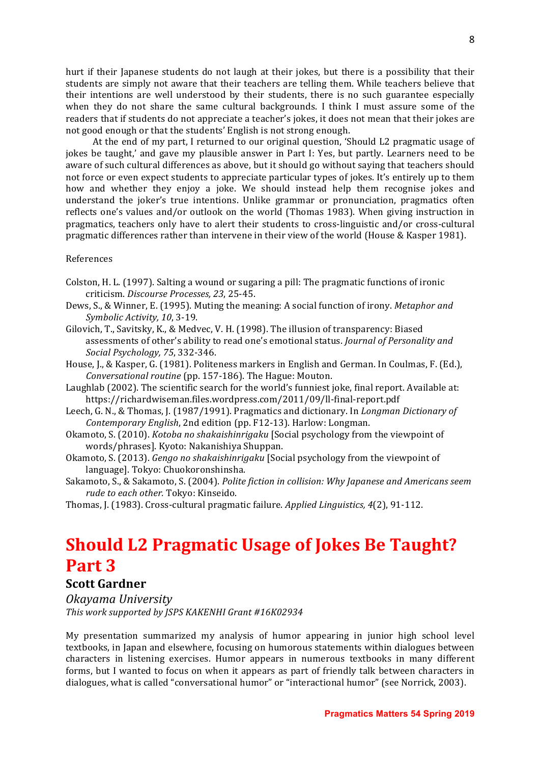hurt if their Japanese students do not laugh at their jokes, but there is a possibility that their students are simply not aware that their teachers are telling them. While teachers believe that their intentions are well understood by their students, there is no such guarantee especially when they do not share the same cultural backgrounds. I think I must assure some of the readers that if students do not appreciate a teacher's jokes, it does not mean that their jokes are not good enough or that the students' English is not strong enough.

At the end of my part, I returned to our original question, 'Should L2 pragmatic usage of jokes be taught,' and gave my plausible answer in Part I: Yes, but partly. Learners need to be aware of such cultural differences as above, but it should go without saying that teachers should not force or even expect students to appreciate particular types of jokes. It's entirely up to them how and whether they enjoy a joke. We should instead help them recognise jokes and understand the joker's true intentions. Unlike grammar or pronunciation, pragmatics often reflects one's values and/or outlook on the world (Thomas 1983). When giving instruction in pragmatics, teachers only have to alert their students to cross-linguistic and/or cross-cultural pragmatic differences rather than intervene in their view of the world (House & Kasper 1981).

References

Colston, H. L. (1997). Salting a wound or sugaring a pill: The pragmatic functions of ironic criticism. *Discourse Processes, 23*, 25-45.

Dews, S., & Winner, E. (1995). Muting the meaning: A social function of irony. *Metaphor and Symbolic Activity, 10*, 3-19.

Gilovich, T., Savitsky, K., & Medvec, V. H. (1998). The illusion of transparency: Biased assessments of other's ability to read one's emotional status. *Journal of Personality and Social Psychology, 75*, 332-346.

House, J., & Kasper, G. (1981). Politeness markers in English and German. In Coulmas, F. (Ed.), *Conversational routine* (pp. 157-186). The Hague: Mouton.

Laughlab (2002). The scientific search for the world's funniest joke, final report. Available at: https://richardwiseman.files.wordpress.com/2011/09/ll-final-report.pdf

Leech, G. N., & Thomas, J. (1987/1991). Pragmatics and dictionary. In *Longman Dictionary of Contemporary English*, 2nd edition (pp. F12-13). Harlow: Longman.

Okamoto, S. (2010). *Kotoba no shakaishinrigaku* [Social psychology from the viewpoint of words/phrases]. Kyoto: Nakanishiya Shuppan.

Okamoto, S. (2013). *Gengo no shakaishinrigaku* [Social psychology from the viewpoint of language]. Tokyo: Chuokoronshinsha.

Sakamoto, S., & Sakamoto, S. (2004). *Polite fiction in collision: Why Japanese and Americans seem rude to each other.* Tokyo: Kinseido.

Thomas, J. (1983). Cross-cultural pragmatic failure. *Applied Linguistics, 4*(2), 91-112.

# Should L2 Pragmatic Usage of Jokes Be Taught? Part 3

**Scott Gardner**

*Okayama University*

*This work supported by JSPS KAKENHI Grant #16K02934*

My presentation summarized my analysis of humor appearing in junior high school level textbooks, in Japan and elsewhere, focusing on humorous statements within dialogues between characters in listening exercises. Humor appears in numerous textbooks in many different forms, but I wanted to focus on when it appears as part of friendly talk between characters in dialogues, what is called "conversational humor" or "interactional humor" (see Norrick, 2003).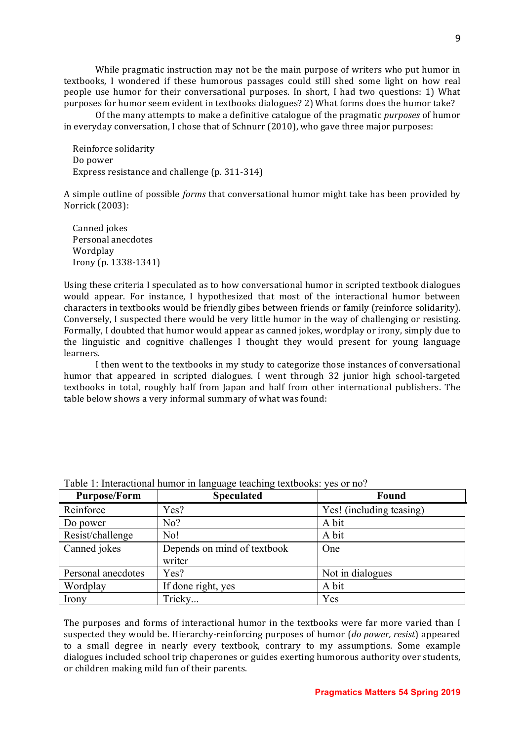While pragmatic instruction may not be the main purpose of writers who put humor in textbooks, I wondered if these humorous passages could still shed some light on how real people use humor for their conversational purposes. In short, I had two questions: 1) What purposes for humor seem evident in textbooks dialogues? 2) What forms does the humor take?

Of the many attempts to make a definitive catalogue of the pragmatic *purposes* of humor in everyday conversation, I chose that of Schnurr (2010), who gave three major purposes:

Reinforce solidarity
Do power
Express resistance and challenge (p. 311-314)

A simple outline of possible *forms* that conversational humor might take has been provided by Norrick (2003):

Canned jokes
Personal anecdotes
Wordplay
Irony (p. 1338-1341)

Using these criteria I speculated as to how conversational humor in scripted textbook dialogues would appear. For instance, I hypothesized that most of the interactional humor between characters in textbooks would be friendly gibes between friends or family (reinforce solidarity). Conversely, I suspected there would be very little humor in the way of challenging or resisting. Formally, I doubted that humor would appear as canned jokes, wordplay or irony, simply due to the linguistic and cognitive challenges I thought they would present for young language learners.

I then went to the textbooks in my study to categorize those instances of conversational humor that appeared in scripted dialogues. I went through 32 junior high school-targeted textbooks in total, roughly half from Japan and half from other international publishers. The table below shows a very informal summary of what was found:

Table 1: Interactional humor in language teaching textbooks: yes or no?

| Purpose/Form | Speculated | Found |
| --- | --- | --- |
| Reinforce | Yes? | Yes! (including teasing) |
| Do power | No? | A bit |
| Resist/challenge | No! | A bit |
| Canned jokes | Depends on mind of textbook writer | One |
| Personal anecdotes | Yes? | Not in dialogues |
| Wordplay | If done right, yes | A bit |
| Irony | Tricky... | Yes |

The purposes and forms of interactional humor in the textbooks were far more varied than I suspected they would be. Hierarchy-reinforcing purposes of humor (*do power, resist*) appeared to a small degree in nearly every textbook, contrary to my assumptions. Some example dialogues included school trip chaperones or guides exerting humorous authority over students, or children making mild fun of their parents.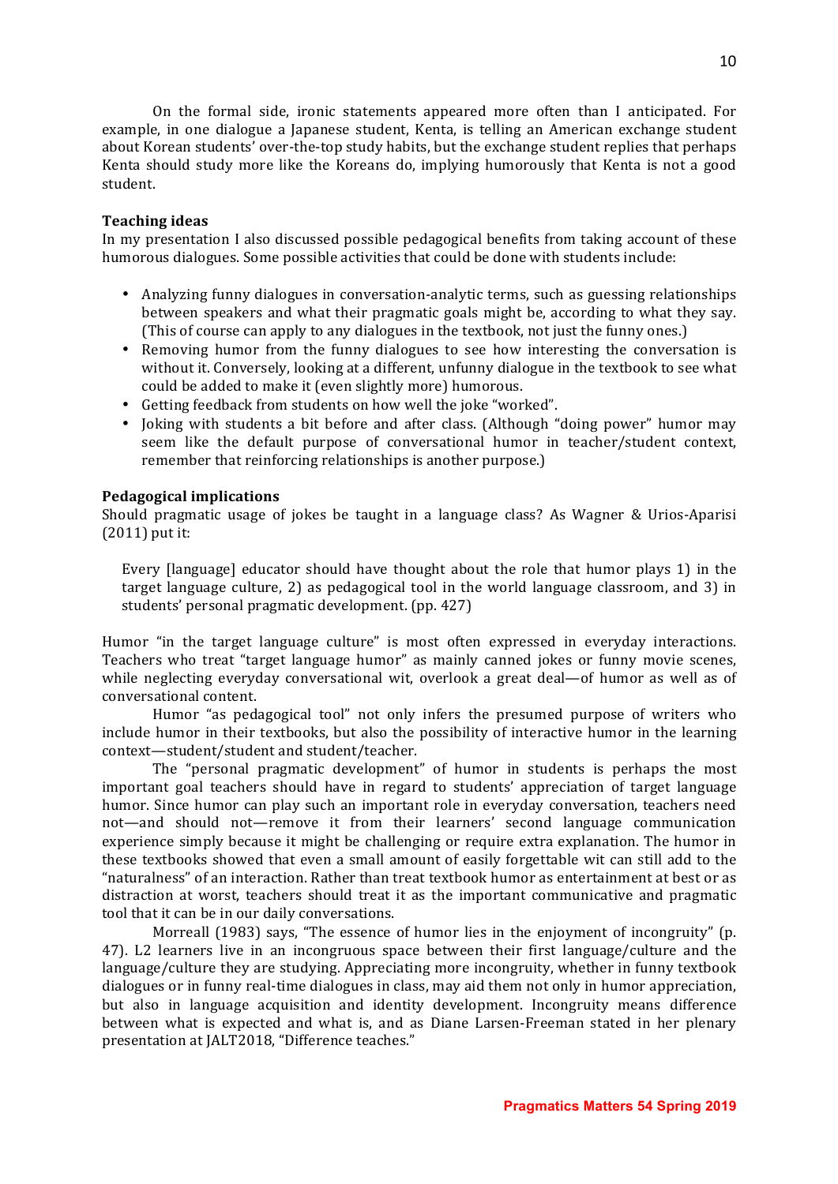On the formal side, ironic statements appeared more often than I anticipated. For example, in one dialogue a Japanese student, Kenta, is telling an American exchange student about Korean students' over-the-top study habits, but the exchange student replies that perhaps Kenta should study more like the Koreans do, implying humorously that Kenta is not a good student.

**Teaching ideas**

In my presentation I also discussed possible pedagogical benefits from taking account of these humorous dialogues. Some possible activities that could be done with students include:

- Analyzing funny dialogues in conversation-analytic terms, such as guessing relationships between speakers and what their pragmatic goals might be, according to what they say. (This of course can apply to any dialogues in the textbook, not just the funny ones.)
- Removing humor from the funny dialogues to see how interesting the conversation is without it. Conversely, looking at a different, unfunny dialogue in the textbook to see what could be added to make it (even slightly more) humorous.
- Getting feedback from students on how well the joke "worked".
- Joking with students a bit before and after class. (Although "doing power" humor may seem like the default purpose of conversational humor in teacher/student context, remember that reinforcing relationships is another purpose.)

**Pedagogical implications**

Should pragmatic usage of jokes be taught in a language class? As Wagner & Urios-Aparisi (2011) put it:

> Every [language] educator should have thought about the role that humor plays 1) in the target language culture, 2) as pedagogical tool in the world language classroom, and 3) in students' personal pragmatic development. (pp. 427)

Humor "in the target language culture" is most often expressed in everyday interactions. Teachers who treat "target language humor" as mainly canned jokes or funny movie scenes, while neglecting everyday conversational wit, overlook a great deal—of humor as well as of conversational content.

Humor "as pedagogical tool" not only infers the presumed purpose of writers who include humor in their textbooks, but also the possibility of interactive humor in the learning context—student/student and student/teacher.

The "personal pragmatic development" of humor in students is perhaps the most important goal teachers should have in regard to students' appreciation of target language humor. Since humor can play such an important role in everyday conversation, teachers need not—and should not—remove it from their learners' second language communication experience simply because it might be challenging or require extra explanation. The humor in these textbooks showed that even a small amount of easily forgettable wit can still add to the "naturalness" of an interaction. Rather than treat textbook humor as entertainment at best or as distraction at worst, teachers should treat it as the important communicative and pragmatic tool that it can be in our daily conversations.

Morreall (1983) says, "The essence of humor lies in the enjoyment of incongruity" (p. 47). L2 learners live in an incongruous space between their first language/culture and the language/culture they are studying. Appreciating more incongruity, whether in funny textbook dialogues or in funny real-time dialogues in class, may aid them not only in humor appreciation, but also in language acquisition and identity development. Incongruity means difference between what is expected and what is, and as Diane Larsen-Freeman stated in her plenary presentation at JALT2018, "Difference teaches."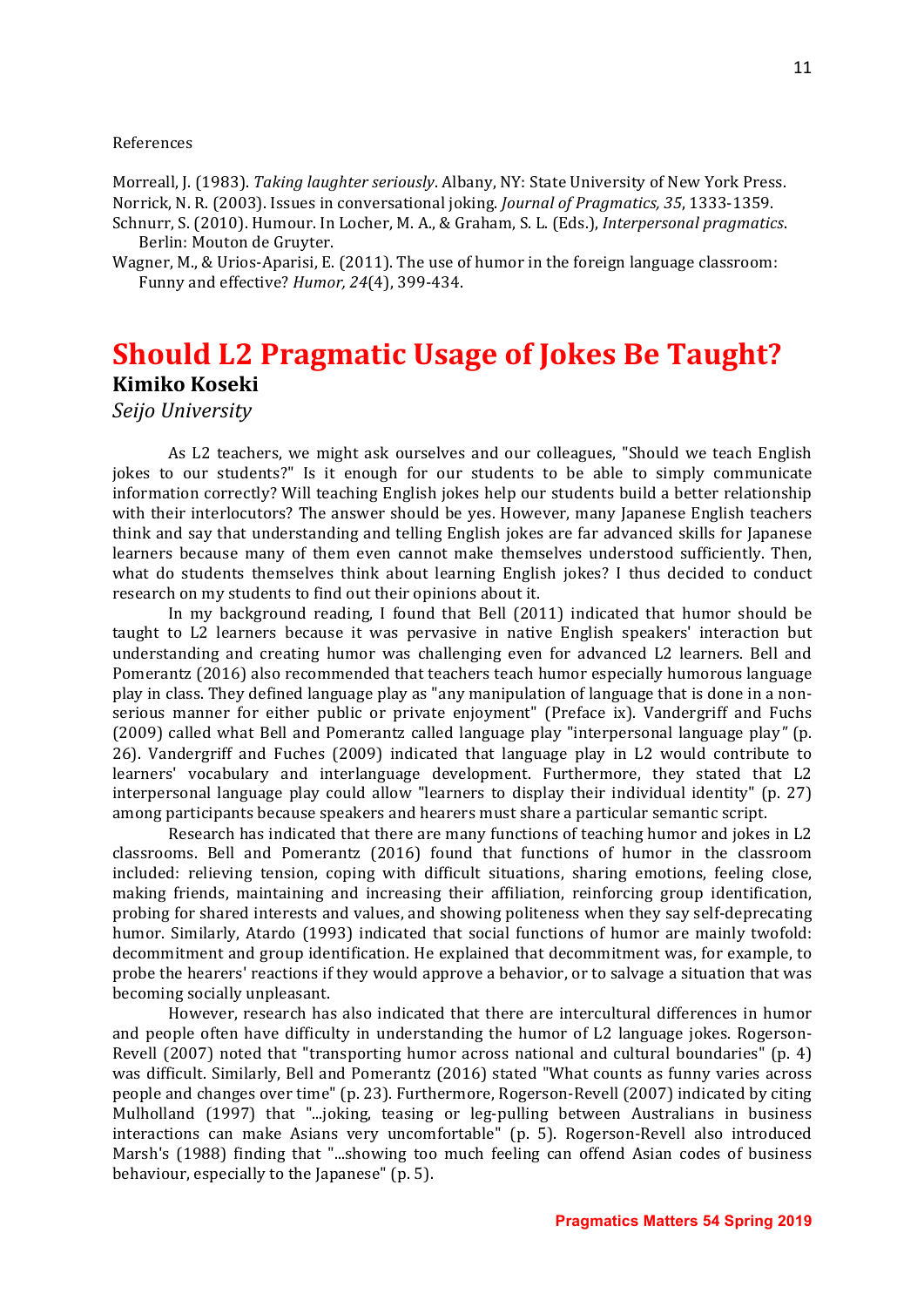References

Morreall, J. (1983). *Taking laughter seriously*. Albany, NY: State University of New York Press.

Norrick, N. R. (2003). Issues in conversational joking. *Journal of Pragmatics, 35*, 1333-1359.

Schnurr, S. (2010). Humour. In Locher, M. A., & Graham, S. L. (Eds.), *Interpersonal pragmatics*. Berlin: Mouton de Gruyter.

Wagner, M., & Urios-Aparisi, E. (2011). The use of humor in the foreign language classroom: Funny and effective? *Humor, 24*(4), 399-434.

# Should L2 Pragmatic Usage of Jokes Be Taught?

**Kimiko Koseki**

*Seijo University*

As L2 teachers, we might ask ourselves and our colleagues, "Should we teach English jokes to our students?" Is it enough for our students to be able to simply communicate information correctly? Will teaching English jokes help our students build a better relationship with their interlocutors? The answer should be yes. However, many Japanese English teachers think and say that understanding and telling English jokes are far advanced skills for Japanese learners because many of them even cannot make themselves understood sufficiently. Then, what do students themselves think about learning English jokes? I thus decided to conduct research on my students to find out their opinions about it.

In my background reading, I found that Bell (2011) indicated that humor should be taught to L2 learners because it was pervasive in native English speakers' interaction but understanding and creating humor was challenging even for advanced L2 learners. Bell and Pomerantz (2016) also recommended that teachers teach humor especially humorous language play in class. They defined language play as "any manipulation of language that is done in a non-serious manner for either public or private enjoyment" (Preface ix). Vandergriff and Fuchs (2009) called what Bell and Pomerantz called language play "interpersonal language play" (p. 26). Vandergriff and Fuches (2009) indicated that language play in L2 would contribute to learners' vocabulary and interlanguage development. Furthermore, they stated that L2 interpersonal language play could allow "learners to display their individual identity" (p. 27) among participants because speakers and hearers must share a particular semantic script.

Research has indicated that there are many functions of teaching humor and jokes in L2 classrooms. Bell and Pomerantz (2016) found that functions of humor in the classroom included: relieving tension, coping with difficult situations, sharing emotions, feeling close, making friends, maintaining and increasing their affiliation, reinforcing group identification, probing for shared interests and values, and showing politeness when they say self-deprecating humor. Similarly, Atardo (1993) indicated that social functions of humor are mainly twofold: decommitment and group identification. He explained that decommitment was, for example, to probe the hearers' reactions if they would approve a behavior, or to salvage a situation that was becoming socially unpleasant.

However, research has also indicated that there are intercultural differences in humor and people often have difficulty in understanding the humor of L2 language jokes. Rogerson-Revell (2007) noted that "transporting humor across national and cultural boundaries" (p. 4) was difficult. Similarly, Bell and Pomerantz (2016) stated "What counts as funny varies across people and changes over time" (p. 23). Furthermore, Rogerson-Revell (2007) indicated by citing Mulholland (1997) that "...joking, teasing or leg-pulling between Australians in business interactions can make Asians very uncomfortable" (p. 5). Rogerson-Revell also introduced Marsh's (1988) finding that "...showing too much feeling can offend Asian codes of business behaviour, especially to the Japanese" (p. 5).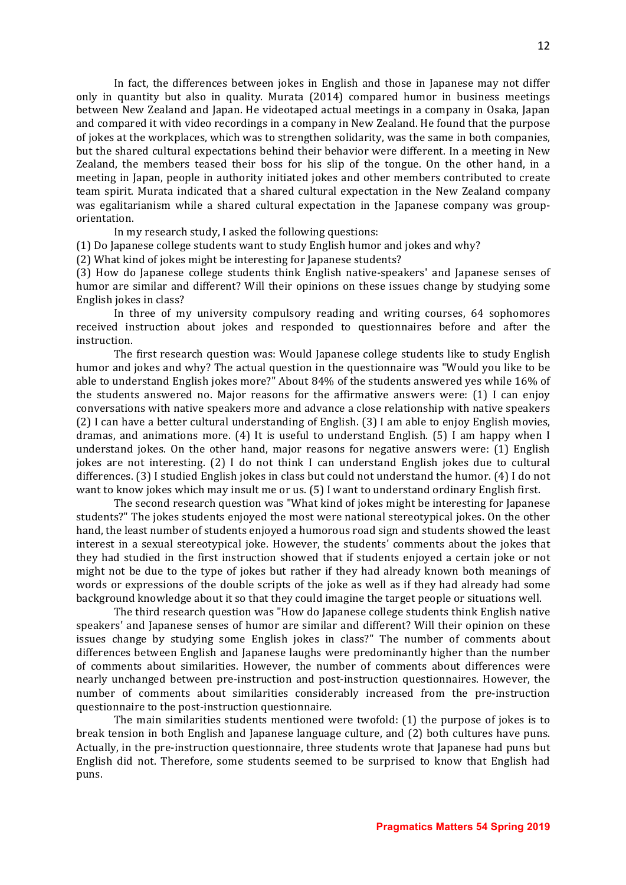In fact, the differences between jokes in English and those in Japanese may not differ only in quantity but also in quality. Murata (2014) compared humor in business meetings between New Zealand and Japan. He videotaped actual meetings in a company in Osaka, Japan and compared it with video recordings in a company in New Zealand. He found that the purpose of jokes at the workplaces, which was to strengthen solidarity, was the same in both companies, but the shared cultural expectations behind their behavior were different. In a meeting in New Zealand, the members teased their boss for his slip of the tongue. On the other hand, in a meeting in Japan, people in authority initiated jokes and other members contributed to create team spirit. Murata indicated that a shared cultural expectation in the New Zealand company was egalitarianism while a shared cultural expectation in the Japanese company was group-orientation.

In my research study, I asked the following questions:

(1) Do Japanese college students want to study English humor and jokes and why?

(2) What kind of jokes might be interesting for Japanese students?

(3) How do Japanese college students think English native-speakers' and Japanese senses of humor are similar and different? Will their opinions on these issues change by studying some English jokes in class?

In three of my university compulsory reading and writing courses, 64 sophomores received instruction about jokes and responded to questionnaires before and after the instruction.

The first research question was: Would Japanese college students like to study English humor and jokes and why? The actual question in the questionnaire was "Would you like to be able to understand English jokes more?" About 84% of the students answered yes while 16% of the students answered no. Major reasons for the affirmative answers were: (1) I can enjoy conversations with native speakers more and advance a close relationship with native speakers (2) I can have a better cultural understanding of English. (3) I am able to enjoy English movies, dramas, and animations more. (4) It is useful to understand English. (5) I am happy when I understand jokes. On the other hand, major reasons for negative answers were: (1) English jokes are not interesting. (2) I do not think I can understand English jokes due to cultural differences. (3) I studied English jokes in class but could not understand the humor. (4) I do not want to know jokes which may insult me or us. (5) I want to understand ordinary English first.

The second research question was "What kind of jokes might be interesting for Japanese students?" The jokes students enjoyed the most were national stereotypical jokes. On the other hand, the least number of students enjoyed a humorous road sign and students showed the least interest in a sexual stereotypical joke. However, the students' comments about the jokes that they had studied in the first instruction showed that if students enjoyed a certain joke or not might not be due to the type of jokes but rather if they had already known both meanings of words or expressions of the double scripts of the joke as well as if they had already had some background knowledge about it so that they could imagine the target people or situations well.

The third research question was "How do Japanese college students think English native speakers' and Japanese senses of humor are similar and different? Will their opinion on these issues change by studying some English jokes in class?" The number of comments about differences between English and Japanese laughs were predominantly higher than the number of comments about similarities. However, the number of comments about differences were nearly unchanged between pre-instruction and post-instruction questionnaires. However, the number of comments about similarities considerably increased from the pre-instruction questionnaire to the post-instruction questionnaire.

The main similarities students mentioned were twofold: (1) the purpose of jokes is to break tension in both English and Japanese language culture, and (2) both cultures have puns. Actually, in the pre-instruction questionnaire, three students wrote that Japanese had puns but English did not. Therefore, some students seemed to be surprised to know that English had puns.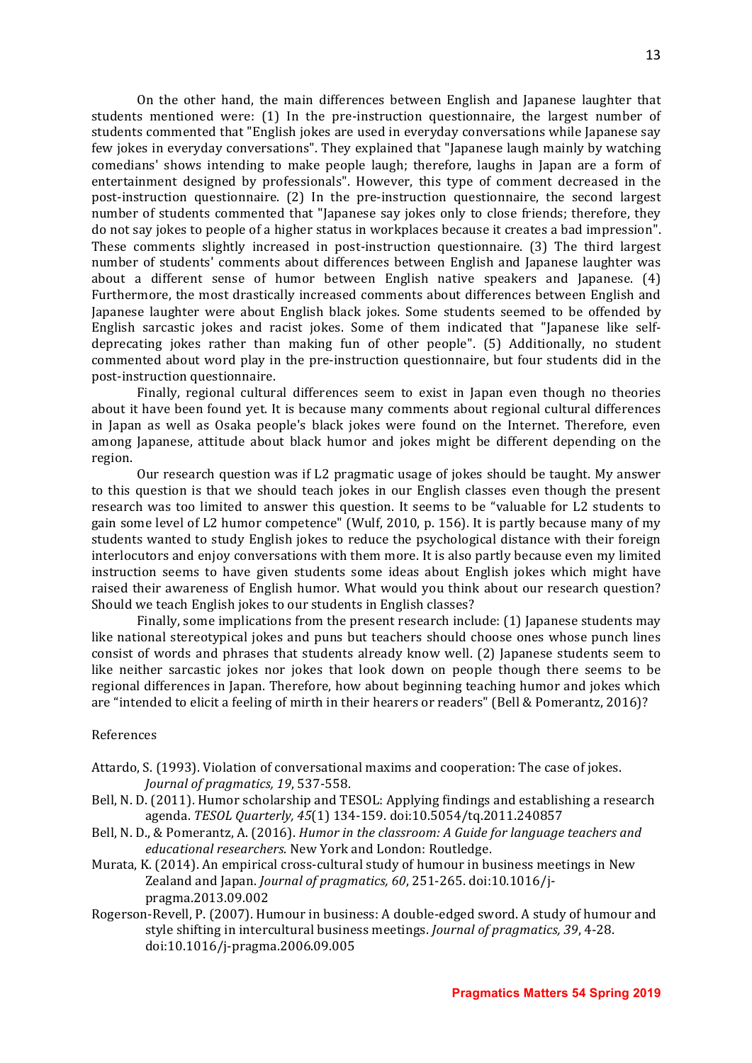On the other hand, the main differences between English and Japanese laughter that students mentioned were: (1) In the pre-instruction questionnaire, the largest number of students commented that "English jokes are used in everyday conversations while Japanese say few jokes in everyday conversations". They explained that "Japanese laugh mainly by watching comedians' shows intending to make people laugh; therefore, laughs in Japan are a form of entertainment designed by professionals". However, this type of comment decreased in the post-instruction questionnaire. (2) In the pre-instruction questionnaire, the second largest number of students commented that "Japanese say jokes only to close friends; therefore, they do not say jokes to people of a higher status in workplaces because it creates a bad impression". These comments slightly increased in post-instruction questionnaire. (3) The third largest number of students' comments about differences between English and Japanese laughter was about a different sense of humor between English native speakers and Japanese. (4) Furthermore, the most drastically increased comments about differences between English and Japanese laughter were about English black jokes. Some students seemed to be offended by English sarcastic jokes and racist jokes. Some of them indicated that "Japanese like self-deprecating jokes rather than making fun of other people". (5) Additionally, no student commented about word play in the pre-instruction questionnaire, but four students did in the post-instruction questionnaire.

Finally, regional cultural differences seem to exist in Japan even though no theories about it have been found yet. It is because many comments about regional cultural differences in Japan as well as Osaka people's black jokes were found on the Internet. Therefore, even among Japanese, attitude about black humor and jokes might be different depending on the region.

Our research question was if L2 pragmatic usage of jokes should be taught. My answer to this question is that we should teach jokes in our English classes even though the present research was too limited to answer this question. It seems to be "valuable for L2 students to gain some level of L2 humor competence" (Wulf, 2010, p. 156). It is partly because many of my students wanted to study English jokes to reduce the psychological distance with their foreign interlocutors and enjoy conversations with them more. It is also partly because even my limited instruction seems to have given students some ideas about English jokes which might have raised their awareness of English humor. What would you think about our research question? Should we teach English jokes to our students in English classes?

Finally, some implications from the present research include: (1) Japanese students may like national stereotypical jokes and puns but teachers should choose ones whose punch lines consist of words and phrases that students already know well. (2) Japanese students seem to like neither sarcastic jokes nor jokes that look down on people though there seems to be regional differences in Japan. Therefore, how about beginning teaching humor and jokes which are "intended to elicit a feeling of mirth in their hearers or readers" (Bell & Pomerantz, 2016)?

References

Attardo, S. (1993). Violation of conversational maxims and cooperation: The case of jokes. *Journal of pragmatics, 19*, 537-558.

Bell, N. D. (2011). Humor scholarship and TESOL: Applying findings and establishing a research agenda. *TESOL Quarterly, 45*(1) 134-159. doi:10.5054/tq.2011.240857

Bell, N. D., & Pomerantz, A. (2016). *Humor in the classroom: A Guide for language teachers and educational researchers*. New York and London: Routledge.

Murata, K. (2014). An empirical cross-cultural study of humour in business meetings in New Zealand and Japan. *Journal of pragmatics, 60*, 251-265. doi:10.1016/j-pragma.2013.09.002

Rogerson-Revell, P. (2007). Humour in business: A double-edged sword. A study of humour and style shifting in intercultural business meetings. *Journal of pragmatics, 39*, 4-28. doi:10.1016/j-pragma.2006.09.005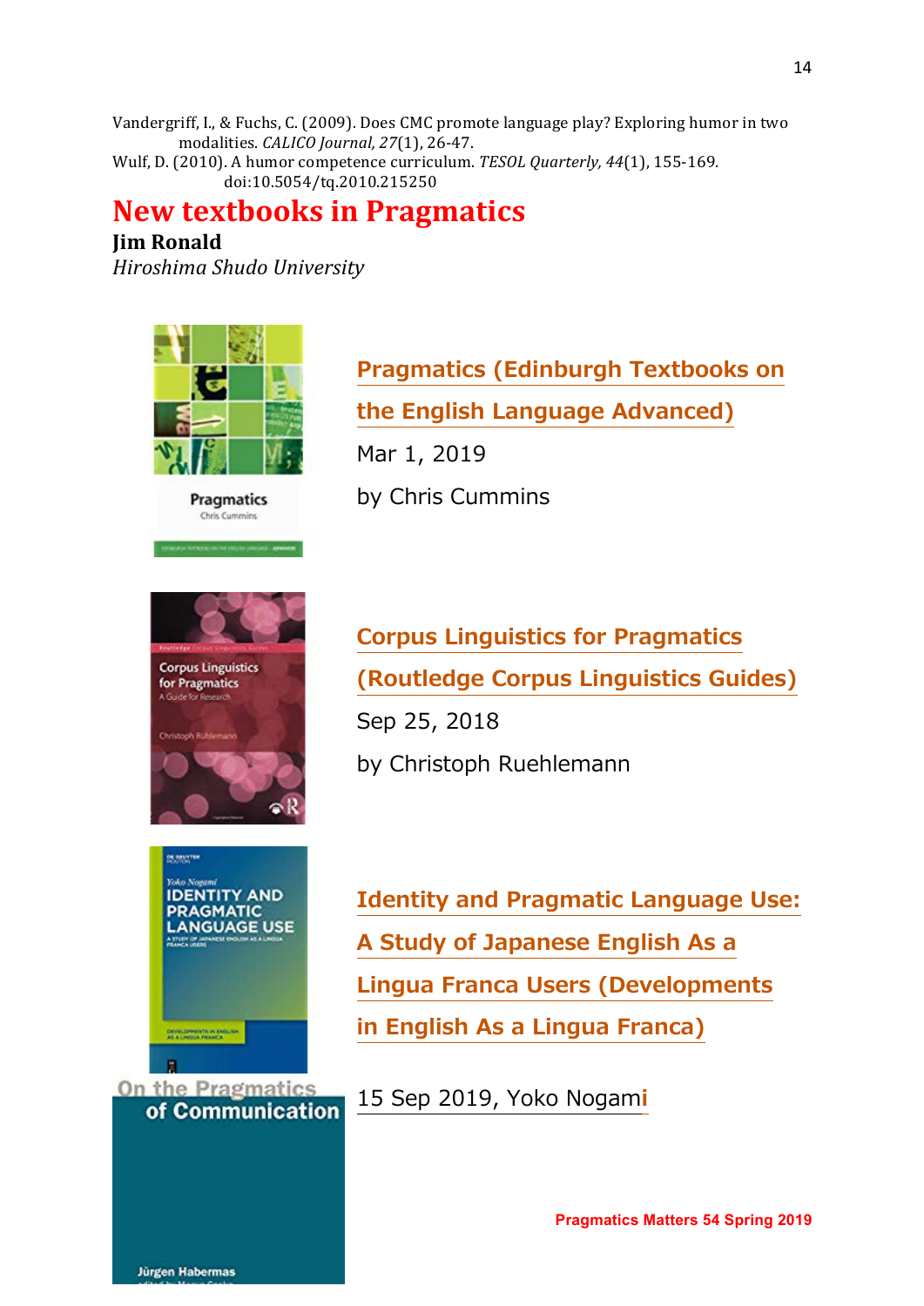Vandergriff, I., & Fuchs, C. (2009). Does CMC promote language play? Exploring humor in two modalities. *CALICO Journal, 27*(1), 26-47.

Wulf, D. (2010). A humor competence curriculum. *TESOL Quarterly, 44*(1), 155-169. doi:10.5054/tq.2010.215250

# New textbooks in Pragmatics

**Jim Ronald**

*Hiroshima Shudo University*

**Pragmatics (Edinburgh Textbooks on the English Language Advanced)**

Mar 1, 2019

by Chris Cummins

**Corpus Linguistics for Pragmatics (Routledge Corpus Linguistics Guides)**

Sep 25, 2018

by Christoph Ruehlemann

**Identity and Pragmatic Language Use: A Study of Japanese English As a Lingua Franca Users (Developments in English As a Lingua Franca)**

15 Sep 2019, Yoko Nogami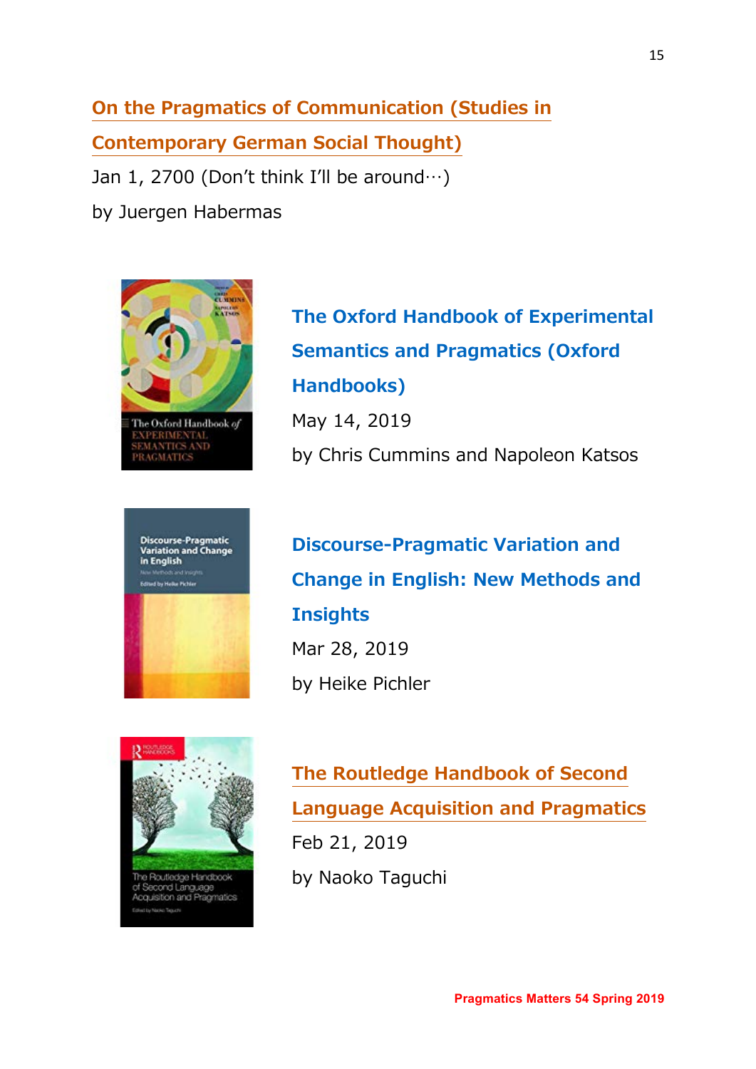**On the Pragmatics of Communication (Studies in Contemporary German Social Thought)**

Jan 1, 2700 (Don't think I'll be around…)

by Juergen Habermas

**The Oxford Handbook of Experimental Semantics and Pragmatics (Oxford Handbooks)**

May 14, 2019

by Chris Cummins and Napoleon Katsos

**Discourse-Pragmatic Variation and Change in English: New Methods and Insights**

Mar 28, 2019

by Heike Pichler

**The Routledge Handbook of Second Language Acquisition and Pragmatics**

Feb 21, 2019

by Naoko Taguchi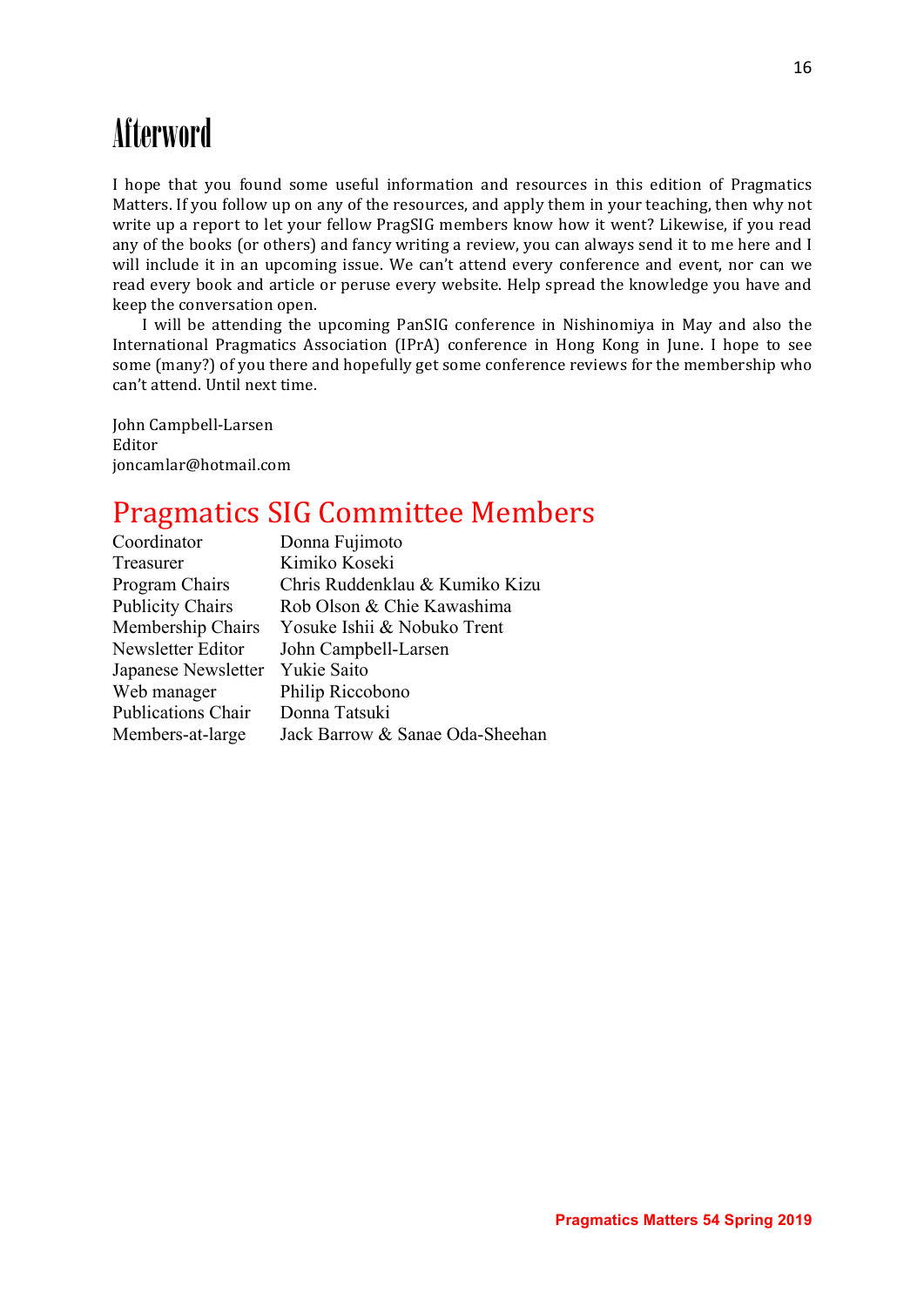# Afterword

I hope that you found some useful information and resources in this edition of Pragmatics Matters. If you follow up on any of the resources, and apply them in your teaching, then why not write up a report to let your fellow PragSIG members know how it went? Likewise, if you read any of the books (or others) and fancy writing a review, you can always send it to me here and I will include it in an upcoming issue. We can't attend every conference and event, nor can we read every book and article or peruse every website. Help spread the knowledge you have and keep the conversation open.

I will be attending the upcoming PanSIG conference in Nishinomiya in May and also the International Pragmatics Association (IPrA) conference in Hong Kong in June. I hope to see some (many?) of you there and hopefully get some conference reviews for the membership who can't attend. Until next time.

John Campbell-Larsen
Editor
joncamlar@hotmail.com

## Pragmatics SIG Committee Members

| | |
|---|---|
| Coordinator | Donna Fujimoto |
| Treasurer | Kimiko Koseki |
| Program Chairs | Chris Ruddenklau & Kumiko Kizu |
| Publicity Chairs | Rob Olson & Chie Kawashima |
| Membership Chairs | Yosuke Ishii & Nobuko Trent |
| Newsletter Editor | John Campbell-Larsen |
| Japanese Newsletter | Yukie Saito |
| Web manager | Philip Riccobono |
| Publications Chair | Donna Tatsuki |
| Members-at-large | Jack Barrow & Sanae Oda-Sheehan |